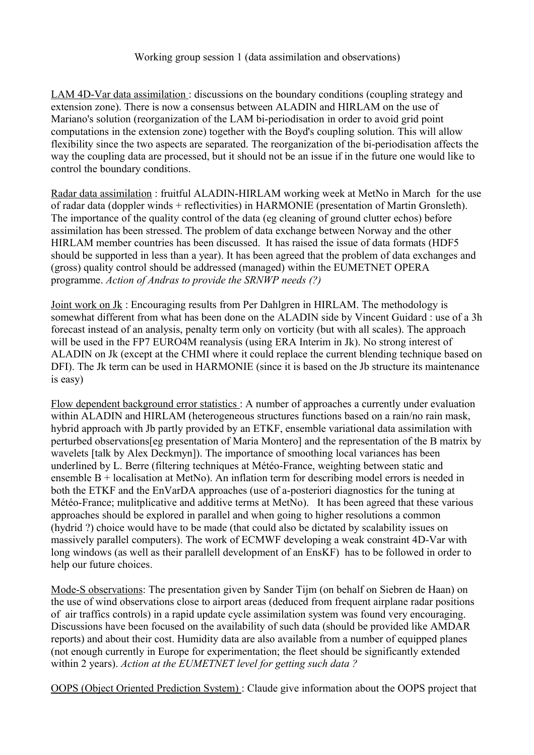Working group session 1 (data assimilation and observations)

LAM 4D-Var data assimilation : discussions on the boundary conditions (coupling strategy and extension zone). There is now a consensus between ALADIN and HIRLAM on the use of Mariano's solution (reorganization of the LAM bi-periodisation in order to avoid grid point computations in the extension zone) together with the Boyd's coupling solution. This will allow flexibility since the two aspects are separated. The reorganization of the bi-periodisation affects the way the coupling data are processed, but it should not be an issue if in the future one would like to control the boundary conditions.

Radar data assimilation : fruitful ALADIN-HIRLAM working week at MetNo in March for the use of radar data (doppler winds + reflectivities) in HARMONIE (presentation of Martin Gronsleth). The importance of the quality control of the data (eg cleaning of ground clutter echos) before assimilation has been stressed. The problem of data exchange between Norway and the other HIRLAM member countries has been discussed. It has raised the issue of data formats (HDF5 should be supported in less than a year). It has been agreed that the problem of data exchanges and (gross) quality control should be addressed (managed) within the EUMETNET OPERA programme. *Action of Andras to provide the SRNWP needs (?)*

Joint work on Jk : Encouraging results from Per Dahlgren in HIRLAM. The methodology is somewhat different from what has been done on the ALADIN side by Vincent Guidard : use of a 3h forecast instead of an analysis, penalty term only on vorticity (but with all scales). The approach will be used in the FP7 EURO4M reanalysis (using ERA Interim in Jk). No strong interest of ALADIN on Jk (except at the CHMI where it could replace the current blending technique based on DFI). The Jk term can be used in HARMONIE (since it is based on the Jb structure its maintenance is easy)

Flow dependent background error statistics : A number of approaches a currently under evaluation within ALADIN and HIRLAM (heterogeneous structures functions based on a rain/no rain mask, hybrid approach with Jb partly provided by an ETKF, ensemble variational data assimilation with perturbed observations[eg presentation of Maria Montero] and the representation of the B matrix by wavelets [talk by Alex Deckmyn]). The importance of smoothing local variances has been underlined by L. Berre (filtering techniques at Météo-France, weighting between static and ensemble B + localisation at MetNo). An inflation term for describing model errors is needed in both the ETKF and the EnVarDA approaches (use of a-posteriori diagnostics for the tuning at Météo-France; mulitplicative and additive terms at MetNo). It has been agreed that these various approaches should be explored in parallel and when going to higher resolutions a common (hydrid ?) choice would have to be made (that could also be dictated by scalability issues on massively parallel computers). The work of ECMWF developing a weak constraint 4D-Var with long windows (as well as their parallell development of an EnsKF) has to be followed in order to help our future choices.

Mode-S observations: The presentation given by Sander Tijm (on behalf on Siebren de Haan) on the use of wind observations close to airport areas (deduced from frequent airplane radar positions of air traffics controls) in a rapid update cycle assimilation system was found very encouraging. Discussions have been focused on the availability of such data (should be provided like AMDAR reports) and about their cost. Humidity data are also available from a number of equipped planes (not enough currently in Europe for experimentation; the fleet should be significantly extended within 2 years). *Action at the EUMETNET level for getting such data ?*

OOPS (Object Oriented Prediction System) : Claude give information about the OOPS project that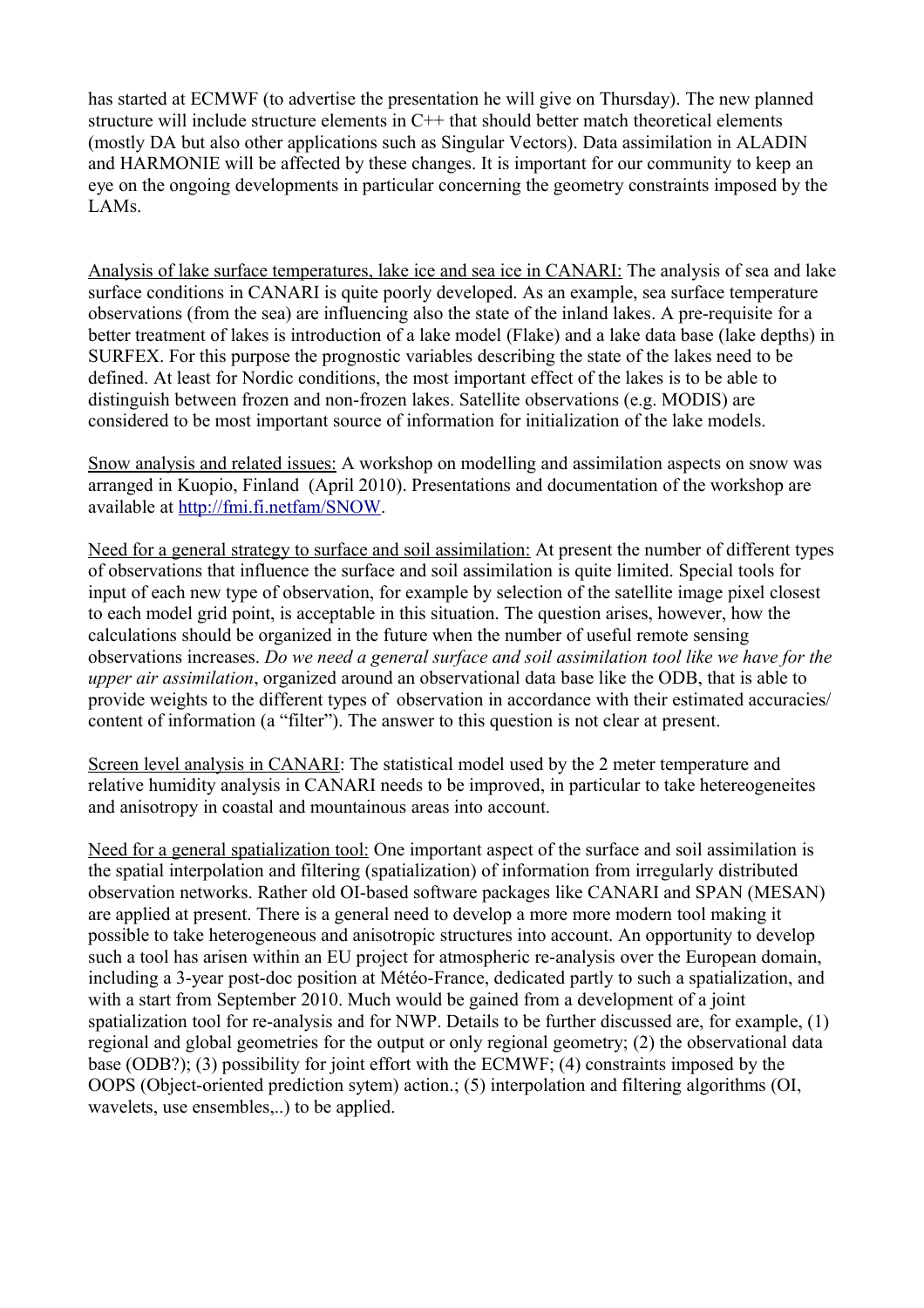has started at ECMWF (to advertise the presentation he will give on Thursday). The new planned structure will include structure elements in C++ that should better match theoretical elements (mostly DA but also other applications such as Singular Vectors). Data assimilation in ALADIN and HARMONIE will be affected by these changes. It is important for our community to keep an eye on the ongoing developments in particular concerning the geometry constraints imposed by the LAMs.

<u>Analysis of lake surface temperatures, lake ice and sea ice in CANARI:</u> The analysis of sea and lake surface conditions in CANARI is quite poorly developed. As an example, sea surface temperature observations (from the sea) are influencing also the state of the inland lakes. A pre-requisite for a better treatment of lakes is introduction of a lake model (Flake) and a lake data base (lake depths) in SURFEX. For this purpose the prognostic variables describing the state of the lakes need to be defined. At least for Nordic conditions, the most important effect of the lakes is to be able to distinguish between frozen and non-frozen lakes. Satellite observations (e.g. MODIS) are considered to be most important source of information for initialization of the lake models.

<u>Snow analysis and related issues:</u> A workshop on modelling and assimilation aspects on snow was arranged in Kuopio, Finland (April 2010). Presentations and documentation of the workshop are available at [http://fmi.fi.netfam/SNOW](http://fmi.fi.netfam/SNOW).

<u>Need for a general strategy to surface and soil assimilation:</u> At present the number of different types of observations that influence the surface and soil assimilation is quite limited. Special tools for input of each new type of observation, for example by selection of the satellite image pixel closest to each model grid point, is acceptable in this situation. The question arises, however, how the calculations should be organized in the future when the number of useful remote sensing observations increases. *Do we need a general surface and soil assimilation tool like we have for the upper air assimilation*, organized around an observational data base like the ODB, that is able to provide weights to the different types of observation in accordance with their estimated accuracies/ content of information (a "filter"). The answer to this question is not clear at present.

<u>Screen level analysis in CANARI</u>: The statistical model used by the 2 meter temperature and relative humidity analysis in CANARI needs to be improved, in particular to take hetereogeneites and anisotropy in coastal and mountainous areas into account.

<u>Need for a general spatialization tool:</u> One important aspect of the surface and soil assimilation is the spatial interpolation and filtering (spatialization) of information from irregularly distributed observation networks. Rather old OI-based software packages like CANARI and SPAN (MESAN) are applied at present. There is a general need to develop a more more modern tool making it possible to take heterogeneous and anisotropic structures into account. An opportunity to develop such a tool has arisen within an EU project for atmospheric re-analysis over the European domain, including a 3-year post-doc position at Météo-France, dedicated partly to such a spatialization, and with a start from September 2010. Much would be gained from a development of a joint spatialization tool for re-analysis and for NWP. Details to be further discussed are, for example, (1) regional and global geometries for the output or only regional geometry; (2) the observational data base (ODB?); (3) possibility for joint effort with the ECMWF; (4) constraints imposed by the OOPS (Object-oriented prediction sytem) action.; (5) interpolation and filtering algorithms (OI, wavelets, use ensembles,..) to be applied.